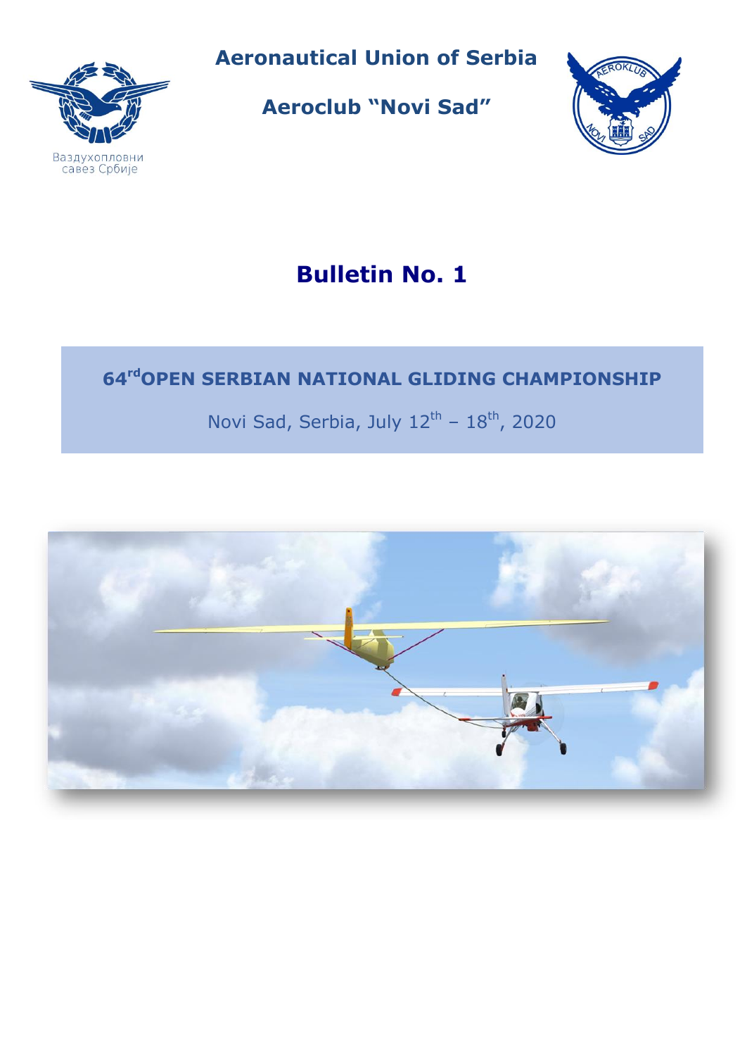Вaздухопловни савез Србије

# Aeronautical Union of Serbia

## Aeroclub “Novi Sad”

AEROKLUB NOVI SAD

# Bulletin No. 1

## 64rd OPEN SERBIAN NATIONAL GLIDING CHAMPIONSHIP

Novi Sad, Serbia, July 12th – 18th, 2020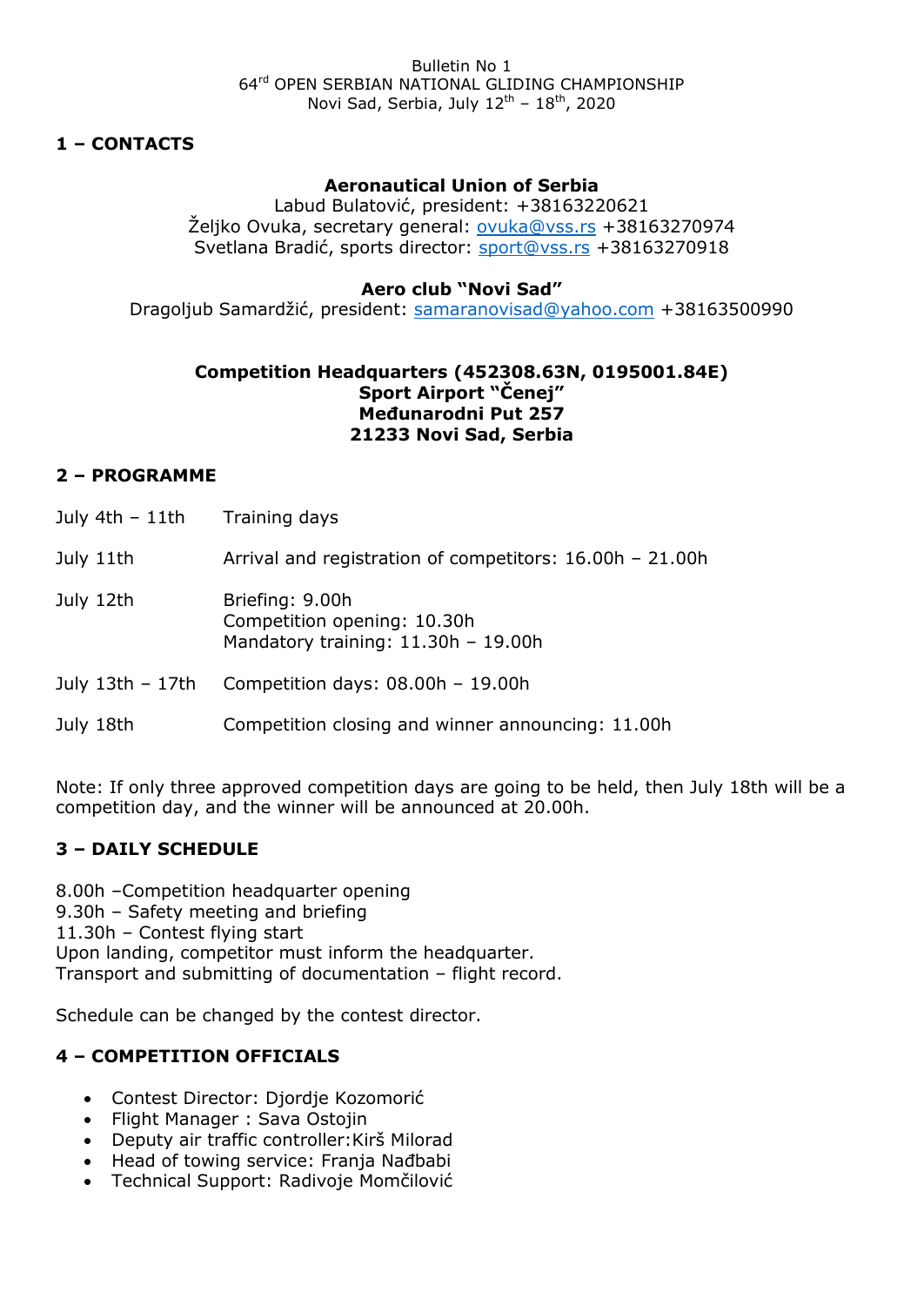Bulletin No 1

64rd OPEN SERBIAN NATIONAL GLIDING CHAMPIONSHIP

Novi Sad, Serbia, July 12th – 18th, 2020

## 1 – CONTACTS

**Aeronautical Union of Serbia**

Labud Bulatović, president: +38163220621

Željko Ovuka, secretary general: ovuka@vss.rs +38163270974

Svetlana Bradić, sports director: sport@vss.rs +38163270918

**Aero club "Novi Sad"**

Dragoljub Samardžić, president: samaranovisad@yahoo.com +38163500990

**Competition Headquarters (452308.63N, 0195001.84E)**
**Sport Airport "Čenej"**
**Međunarodni Put 257**
**21233 Novi Sad, Serbia**

## 2 – PROGRAMME

| | |
|---|---|
| July 4th – 11th | Training days |
| July 11th | Arrival and registration of competitors: 16.00h – 21.00h |
| July 12th | Briefing: 9.00h<br>Competition opening: 10.30h<br>Mandatory training: 11.30h – 19.00h |
| July 13th – 17th | Competition days: 08.00h – 19.00h |
| July 18th | Competition closing and winner announcing: 11.00h |

Note: If only three approved competition days are going to be held, then July 18th will be a competition day, and the winner will be announced at 20.00h.

## 3 – DAILY SCHEDULE

8.00h –Competition headquarter opening
9.30h – Safety meeting and briefing
11.30h – Contest flying start
Upon landing, competitor must inform the headquarter.
Transport and submitting of documentation – flight record.

Schedule can be changed by the contest director.

## 4 – COMPETITION OFFICIALS

- Contest Director: Djordje Kozomorić
- Flight Manager : Sava Ostojin
- Deputy air traffic controller:Kirš Milorad
- Head of towing service: Franja Nađbabi
- Technical Support: Radivoje Momčilović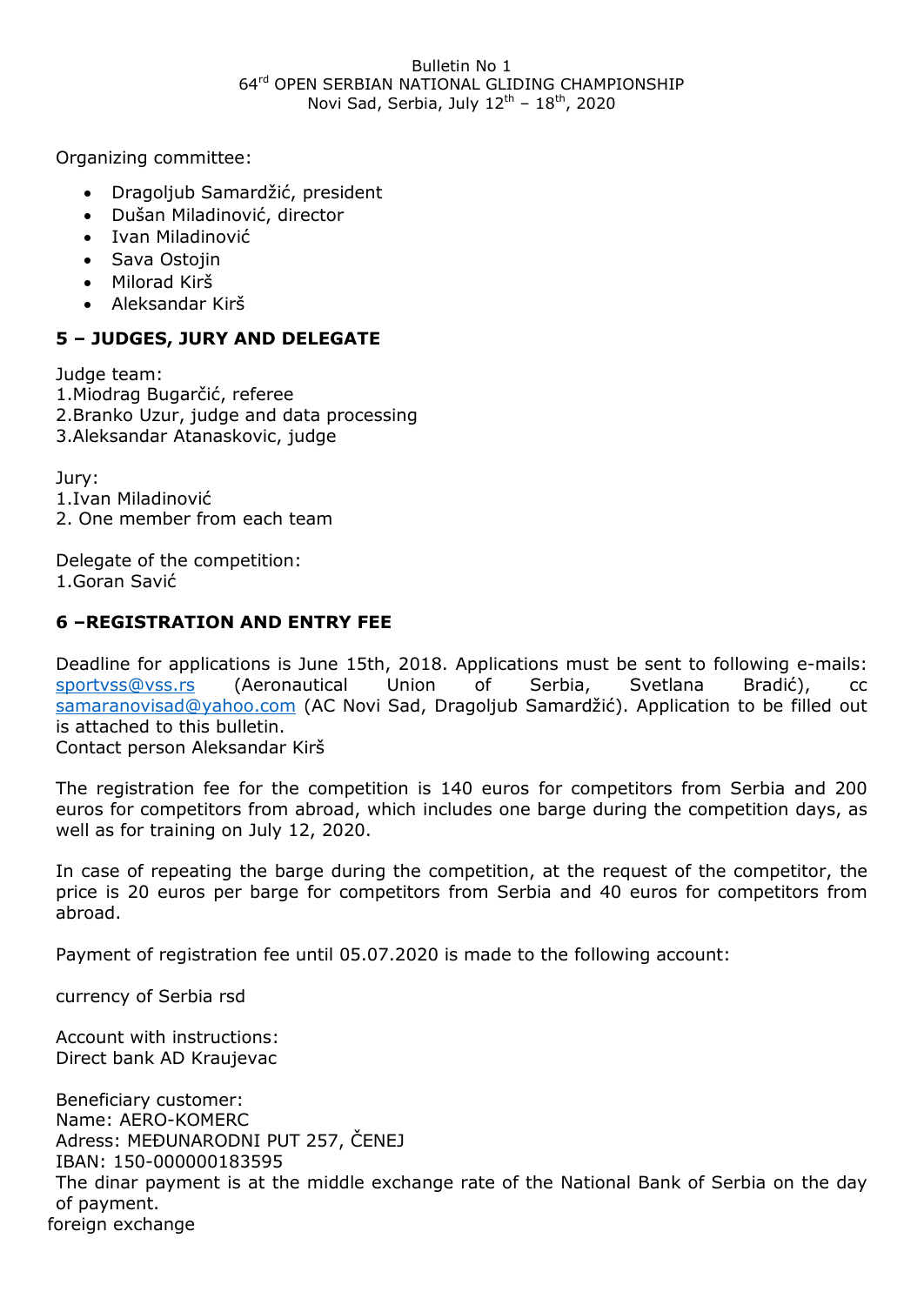Bulletin No 1
64[rd] OPEN SERBIAN NATIONAL GLIDING CHAMPIONSHIP
Novi Sad, Serbia, July 12[th] – 18[th], 2020

Organizing committee:

- Dragoljub Samardžić, president
- Dušan Miladinović, director
- Ivan Miladinović
- Sava Ostojin
- Milorad Kirš
- Aleksandar Kirš

## 5 – JUDGES, JURY AND DELEGATE

Judge team:
1.Miodrag Bugarčić, referee
2.Branko Uzur, judge and data processing
3.Aleksandar Atanaskovic, judge

Jury:
1.Ivan Miladinović
2. One member from each team

Delegate of the competition:
1.Goran Savić

## 6 –REGISTRATION AND ENTRY FEE

Deadline for applications is June 15th, 2018. Applications must be sent to following e-mails: sportvss@vss.rs (Aeronautical Union of Serbia, Svetlana Bradić), cc samaranovisad@yahoo.com (AC Novi Sad, Dragoljub Samardžić). Application to be filled out is attached to this bulletin.
Contact person Aleksandar Kirš

The registration fee for the competition is 140 euros for competitors from Serbia and 200 euros for competitors from abroad, which includes one barge during the competition days, as well as for training on July 12, 2020.

In case of repeating the barge during the competition, at the request of the competitor, the price is 20 euros per barge for competitors from Serbia and 40 euros for competitors from abroad.

Payment of registration fee until 05.07.2020 is made to the following account:

currency of Serbia rsd

Account with instructions:
Direct bank AD Kraujevac

Beneficiary customer:
Name: AERO-KOMERC
Adress: MEĐUNARODNI PUT 257, ČENEJ
IBAN: 150-000000183595
The dinar payment is at the middle exchange rate of the National Bank of Serbia on the day of payment.
foreign exchange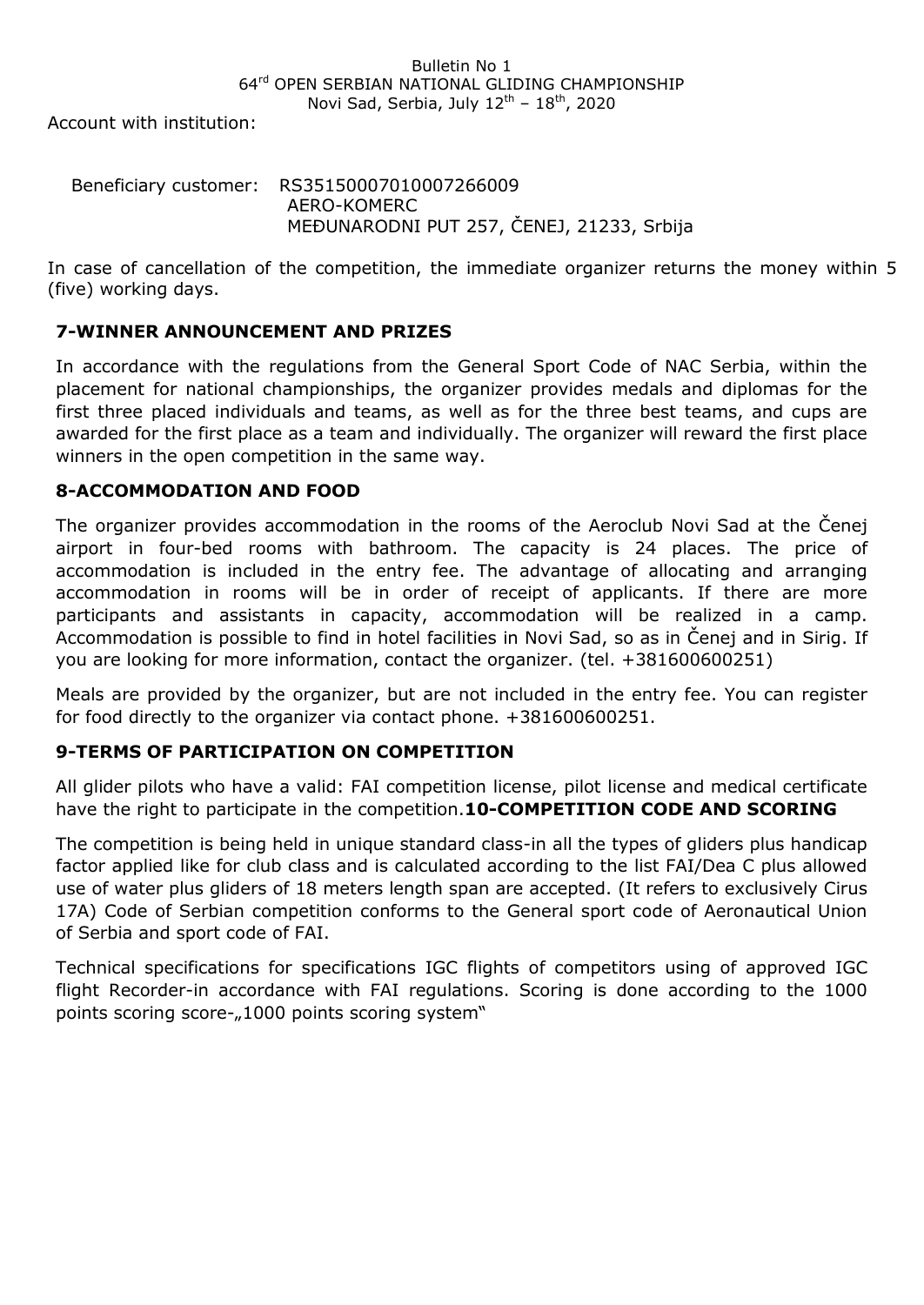Account with institution:

Beneficiary customer: RS35150007010007266009
AERO-KOMERC
MEĐUNARODNI PUT 257, ČENEJ, 21233, Srbija

In case of cancellation of the competition, the immediate organizer returns the money within 5 (five) working days.

## 7-WINNER ANNOUNCEMENT AND PRIZES

In accordance with the regulations from the General Sport Code of NAC Serbia, within the placement for national championships, the organizer provides medals and diplomas for the first three placed individuals and teams, as well as for the three best teams, and cups are awarded for the first place as a team and individually. The organizer will reward the first place winners in the open competition in the same way.

## 8-ACCOMMODATION AND FOOD

The organizer provides accommodation in the rooms of the Aeroclub Novi Sad at the Čenej airport in four-bed rooms with bathroom. The capacity is 24 places. The price of accommodation is included in the entry fee. The advantage of allocating and arranging accommodation in rooms will be in order of receipt of applicants. If there are more participants and assistants in capacity, accommodation will be realized in a camp. Accommodation is possible to find in hotel facilities in Novi Sad, so as in Čenej and in Sirig. If you are looking for more information, contact the organizer. (tel. +381600600251)

Meals are provided by the organizer, but are not included in the entry fee. You can register for food directly to the organizer via contact phone. +381600600251.

## 9-TERMS OF PARTICIPATION ON COMPETITION

All glider pilots who have a valid: FAI competition license, pilot license and medical certificate have the right to participate in the competition.

## 10-COMPETITION CODE AND SCORING

The competition is being held in unique standard class-in all the types of gliders plus handicap factor applied like for club class and is calculated according to the list FAI/Dea C plus allowed use of water plus gliders of 18 meters length span are accepted. (It refers to exclusively Cirus 17A) Code of Serbian competition conforms to the General sport code of Aeronautical Union of Serbia and sport code of FAI.

Technical specifications for specifications IGC flights of competitors using of approved IGC flight Recorder-in accordance with FAI regulations. Scoring is done according to the 1000 points scoring score-„1000 points scoring system"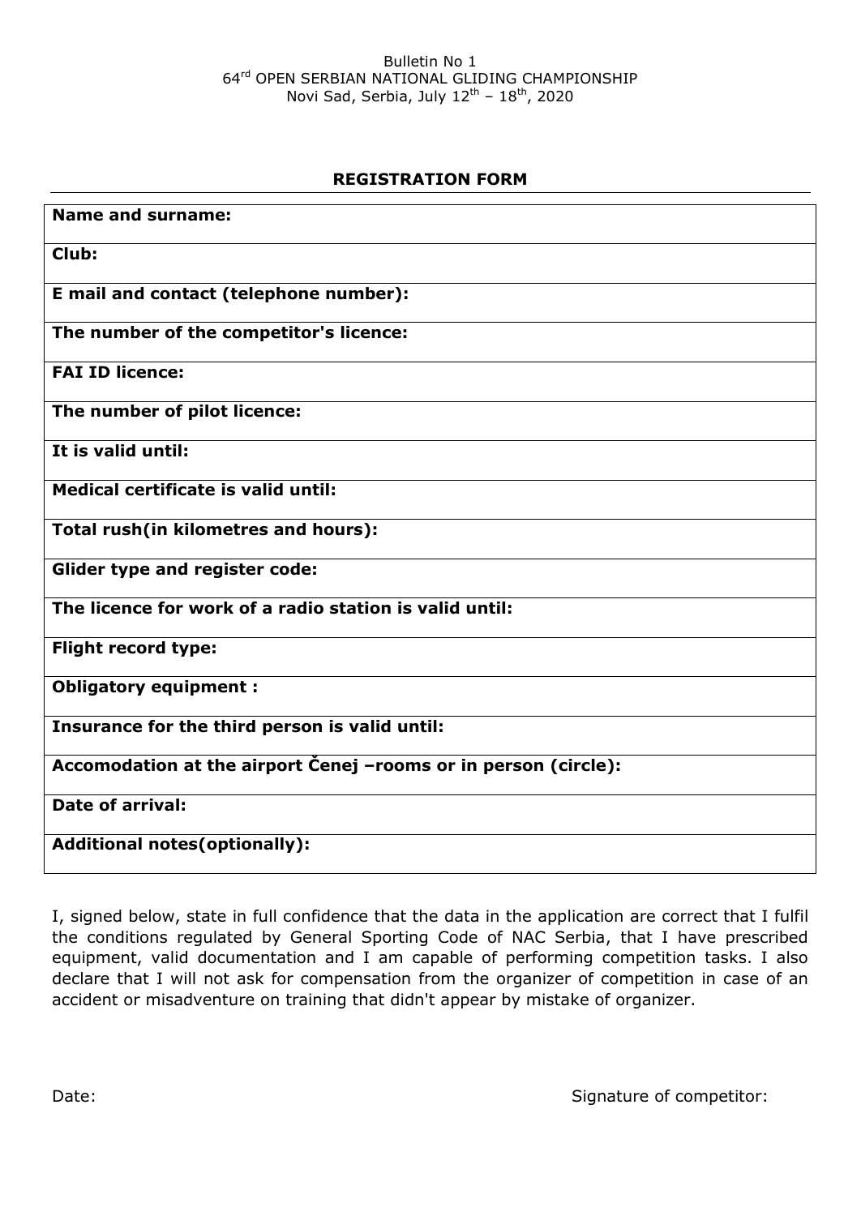Bulletin No 1
64rd OPEN SERBIAN NATIONAL GLIDING CHAMPIONSHIP
Novi Sad, Serbia, July 12th – 18th, 2020

## REGISTRATION FORM

| **Name and surname:** |
|---|
| **Club:** |
| **E mail and contact (telephone number):** |
| **The number of the competitor's licence:** |
| **FAI ID licence:** |
| **The number of pilot licence:** |
| **It is valid until:** |
| **Medical certificate is valid until:** |
| **Total rush(in kilometres and hours):** |
| **Glider type and register code:** |
| **The licence for work of a radio station is valid until:** |
| **Flight record type:** |
| **Obligatory equipment :** |
| **Insurance for the third person is valid until:** |
| **Accomodation at the airport Čenej –rooms or in person (circle):** |
| **Date of arrival:** |
| **Additional notes(optionally):** |

I, signed below, state in full confidence that the data in the application are correct that I fulfil the conditions regulated by General Sporting Code of NAC Serbia, that I have prescribed equipment, valid documentation and I am capable of performing competition tasks. I also declare that I will not ask for compensation from the organizer of competition in case of an accident or misadventure on training that didn't appear by mistake of organizer.

Date: Signature of competitor: